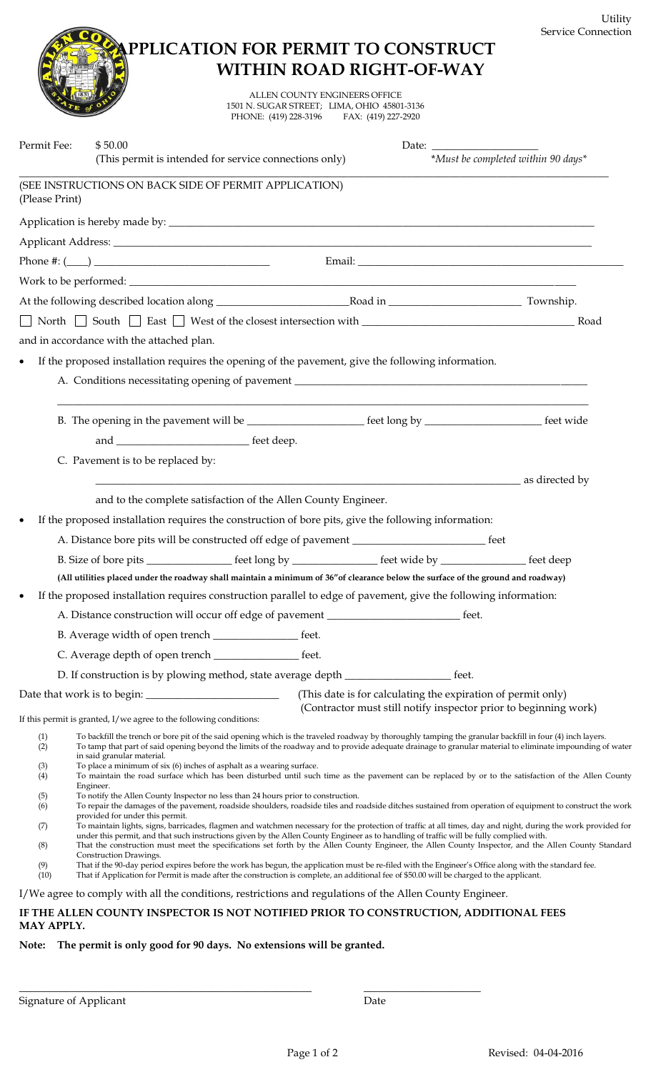Utility
Service Connection

# APPLICATION FOR PERMIT TO CONSTRUCT WITHIN ROAD RIGHT-OF-WAY

ALLEN COUNTY ENGINEERS OFFICE
1501 N. SUGAR STREET; LIMA, OHIO 45801-3136
PHONE: (419) 228-3196 FAX: (419) 227-2920

Permit Fee: $ 50.00
(This permit is intended for service connections only)

Date: ____________________
*Must be completed within 90 days*

(SEE INSTRUCTIONS ON BACK SIDE OF PERMIT APPLICATION)
(Please Print)

Application is hereby made by: ____________________________________________

Applicant Address: ____________________________________________

Phone #: (____) ______________________________ Email: ______________________________

Work to be performed: ____________________________________________

At the following described location along ______________________ Road in ______________________ Township.

☐ North ☐ South ☐ East ☐ West of the closest intersection with ______________________ Road

and in accordance with the attached plan.

- If the proposed installation requires the opening of the pavement, give the following information.
  - A. Conditions necessitating opening of pavement ____________________________________________
  - B. The opening in the pavement will be ______________ feet long by ______________ feet wide and ______________ feet deep.
  - C. Pavement is to be replaced by: ____________________________________________ as directed by and to the complete satisfaction of the Allen County Engineer.
- If the proposed installation requires the construction of bore pits, give the following information:
  - A. Distance bore pits will be constructed off edge of pavement ______________ feet
  - B. Size of bore pits ______________ feet long by ______________ feet wide by ______________ feet deep

  **(All utilities placed under the roadway shall maintain a minimum of 36" of clearance below the surface of the ground and roadway)**
- If the proposed installation requires construction parallel to edge of pavement, give the following information:
  - A. Distance construction will occur off edge of pavement ______________ feet.
  - B. Average width of open trench ______________ feet.
  - C. Average depth of open trench ______________ feet.
  - D. If construction is by plowing method, state average depth ______________ feet.

Date that work is to begin: ______________________ (This date is for calculating the expiration of permit only) (Contractor must still notify inspector prior to beginning work)

If this permit is granted, I/we agree to the following conditions:

(1) To backfill the trench or bore pit of the said opening which is the traveled roadway by thoroughly tamping the granular backfill in four (4) inch layers.
(2) To tamp that part of said opening beyond the limits of the roadway and to provide adequate drainage to granular material to eliminate impounding of water in said granular material.
(3) To place a minimum of six (6) inches of asphalt as a wearing surface.
(4) To maintain the road surface which has been disturbed until such time as the pavement can be replaced by or to the satisfaction of the Allen County Engineer.
(5) To notify the Allen County Inspector no less than 24 hours prior to construction.
(6) To repair the damages of the pavement, roadside shoulders, roadside tiles and roadside ditches sustained from operation of equipment to construct the work provided for under this permit.
(7) To maintain lights, signs, barricades, flagmen and watchmen necessary for the protection of traffic at all times, day and night, during the work provided for under this permit, and that such instructions given by the Allen County Engineer as to handling of traffic will be fully complied with.
(8) That the construction must meet the specifications set forth by the Allen County Engineer, the Allen County Inspector, and the Allen County Standard Construction Drawings.
(9) That if the 90-day period expires before the work has begun, the application must be re-filed with the Engineer's Office along with the standard fee.
(10) That if Application for Permit is made after the construction is complete, an additional fee of $50.00 will be charged to the applicant.

I/We agree to comply with all the conditions, restrictions and regulations of the Allen County Engineer.

**IF THE ALLEN COUNTY INSPECTOR IS NOT NOTIFIED PRIOR TO CONSTRUCTION, ADDITIONAL FEES MAY APPLY.**

**Note: The permit is only good for 90 days. No extensions will be granted.**

______________________________ ______________________
Signature of Applicant Date

Revised: 04-04-2016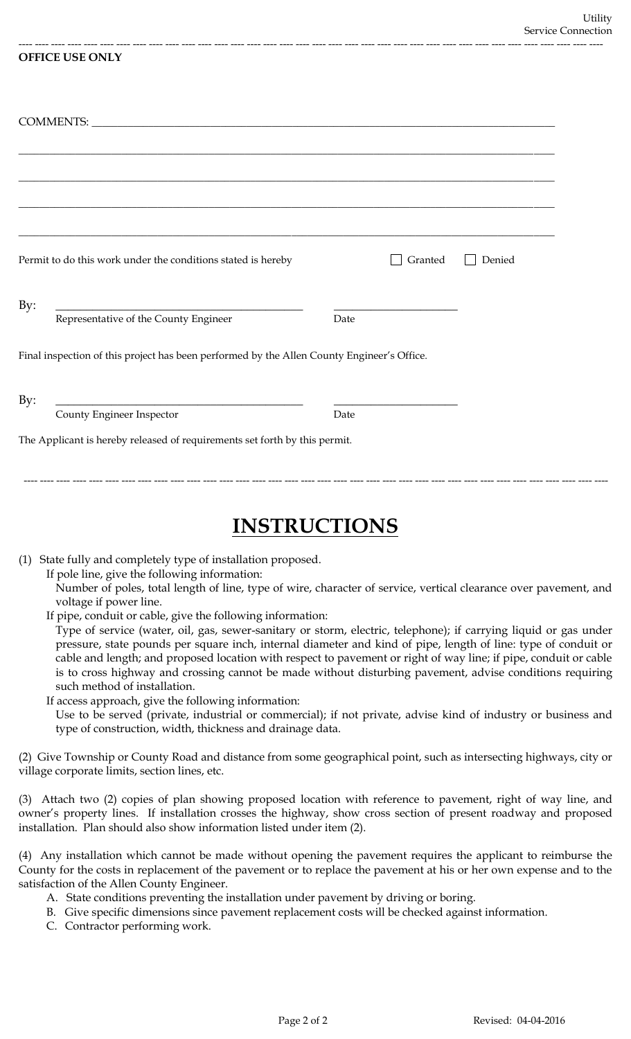**OFFICE USE ONLY**

COMMENTS: ______________________________________________________________________________

________________________________________________________________________________________

________________________________________________________________________________________

________________________________________________________________________________________

________________________________________________________________________________________

Permit to do this work under the conditions stated is hereby ☐ Granted ☐ Denied

By: ____________________________________ ____________________
Representative of the County Engineer Date

Final inspection of this project has been performed by the Allen County Engineer's Office.

By: ____________________________________ ____________________
County Engineer Inspector Date

The Applicant is hereby released of requirements set forth by this permit.

# INSTRUCTIONS

(1) State fully and completely type of installation proposed.
If pole line, give the following information:
Number of poles, total length of line, type of wire, character of service, vertical clearance over pavement, and voltage if power line.
If pipe, conduit or cable, give the following information:
Type of service (water, oil, gas, sewer-sanitary or storm, electric, telephone); if carrying liquid or gas under pressure, state pounds per square inch, internal diameter and kind of pipe, length of line: type of conduit or cable and length; and proposed location with respect to pavement or right of way line; if pipe, conduit or cable is to cross highway and crossing cannot be made without disturbing pavement, advise conditions requiring such method of installation.
If access approach, give the following information:
Use to be served (private, industrial or commercial); if not private, advise kind of industry or business and type of construction, width, thickness and drainage data.

(2) Give Township or County Road and distance from some geographical point, such as intersecting highways, city or village corporate limits, section lines, etc.

(3) Attach two (2) copies of plan showing proposed location with reference to pavement, right of way line, and owner's property lines. If installation crosses the highway, show cross section of present roadway and proposed installation. Plan should also show information listed under item (2).

(4) Any installation which cannot be made without opening the pavement requires the applicant to reimburse the County for the costs in replacement of the pavement or to replace the pavement at his or her own expense and to the satisfaction of the Allen County Engineer.

A. State conditions preventing the installation under pavement by driving or boring.
B. Give specific dimensions since pavement replacement costs will be checked against information.
C. Contractor performing work.